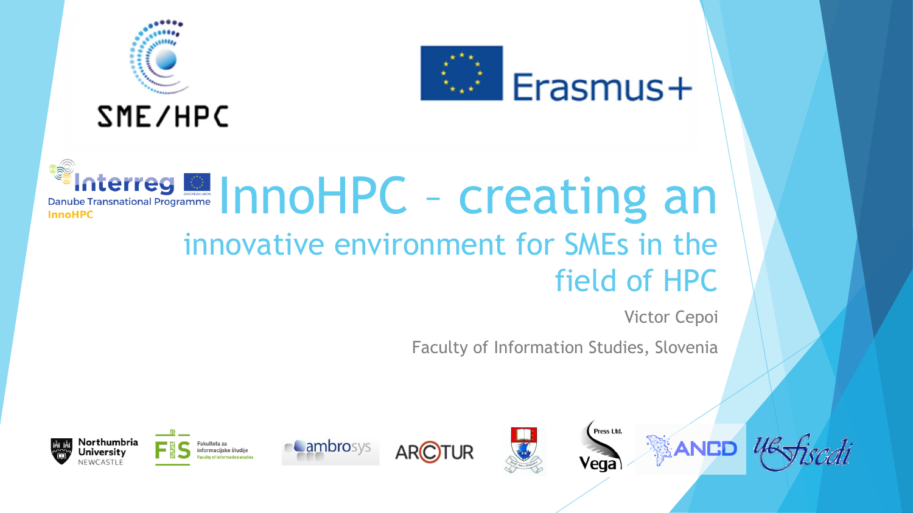# InnoHPC – creating an innovative environment for SMEs in the field of HPC

Victor Cepoi

Faculty of Information Studies, Slovenia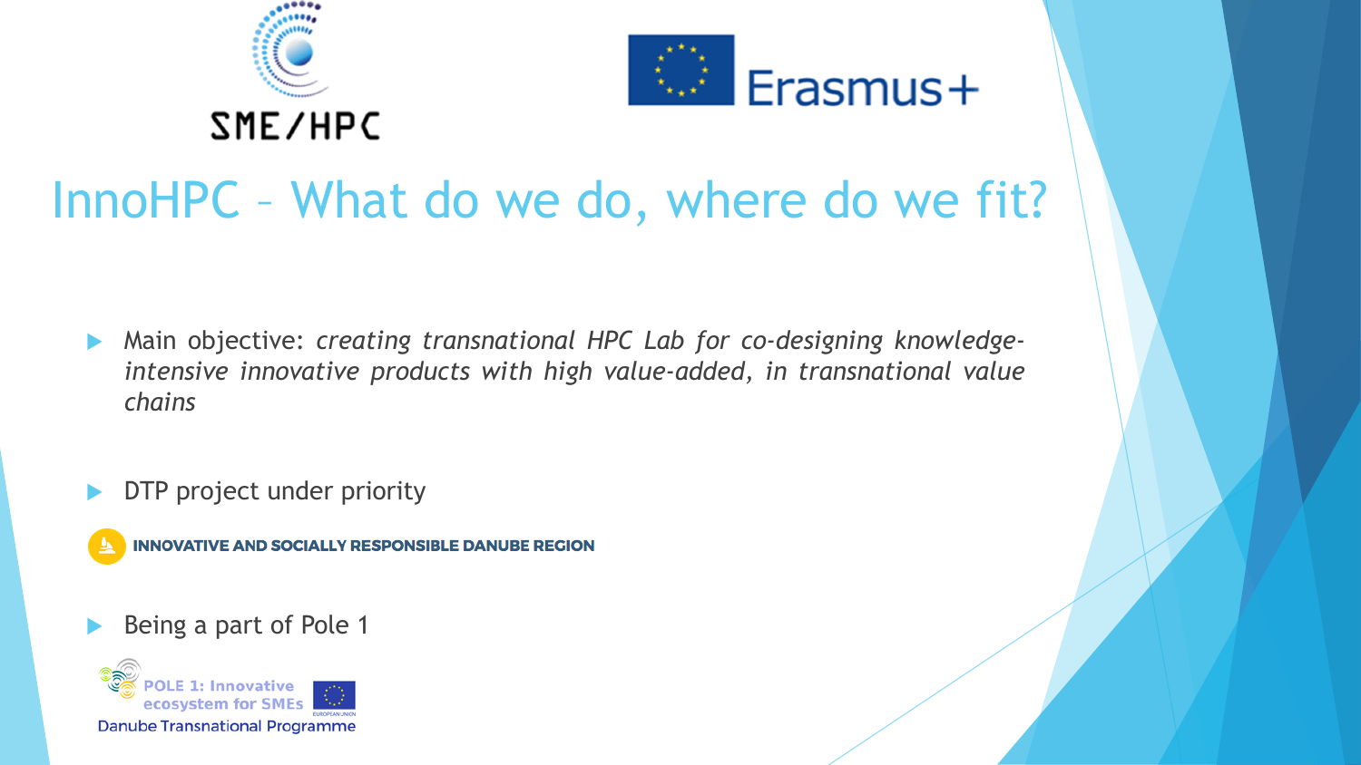SME/HPC

Erasmus+

# InnoHPC – What do we do, where do we fit?

- Main objective: *creating transnational HPC Lab for co-designing knowledge-intensive innovative products with high value-added, in transnational value chains*
- DTP project under priority

**INNOVATIVE AND SOCIALLY RESPONSIBLE DANUBE REGION**

- Being a part of Pole 1

POLE 1: Innovative ecosystem for SMEs

Danube Transnational Programme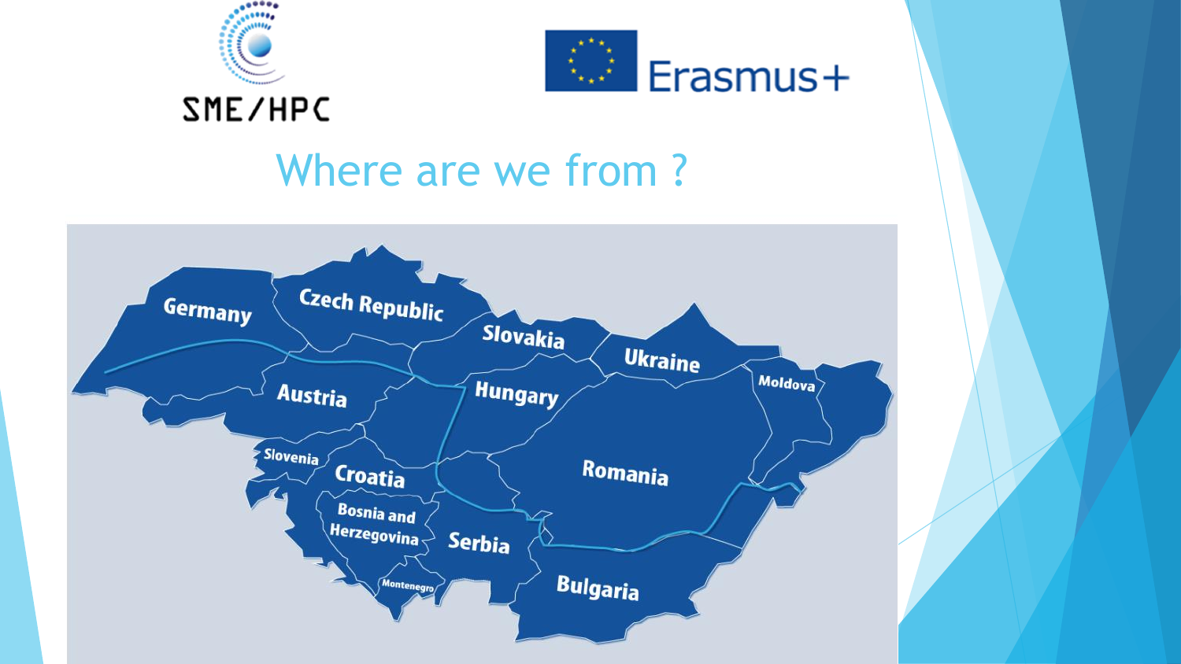SME/HPC

Erasmus+

# Where are we from ?

Germany

Czech Republic

Slovakia

Ukraine

Moldova

Austria

Hungary

Slovenia

Croatia

Romania

Bosnia and Herzegovina

Serbia

Montenegro

Bulgaria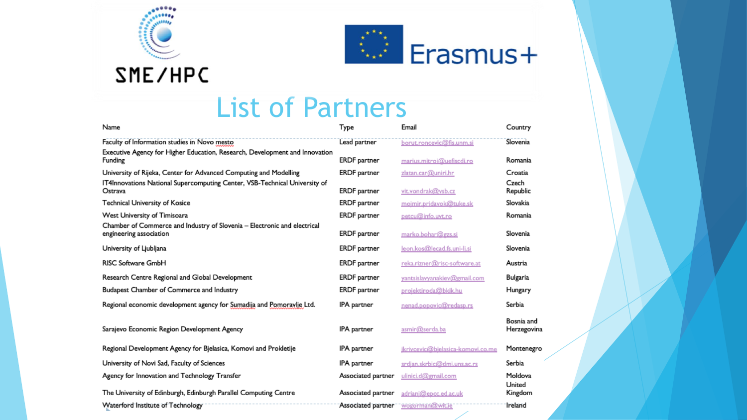# List of Partners

| Name | Type | Email | Country |
|---|---|---|---|
| Faculty of Information studies in Novo mesto | Lead partner | borut.roncevic@fis.unm.si | Slovenia |
| Executive Agency for Higher Education, Research, Development and Innovation Funding | ERDF partner | marius.mitroi@uefiscdi.ro | Romania |
| University of Rijeka, Center for Advanced Computing and Modelling | ERDF partner | zlatan.car@uniri.hr | Croatia |
| IT4Innovations National Supercomputing Center, VSB-Technical University of Ostrava | ERDF partner | vit.vondrak@vsb.cz | Czech Republic |
| Technical University of Kosice | ERDF partner | mojmir.pridavok@tuke.sk | Slovakia |
| West University of Timisoara | ERDF partner | petcu@info.uvt.ro | Romania |
| Chamber of Commerce and Industry of Slovenia – Electronic and electrical engineering association | ERDF partner | marko.bohar@gzs.si | Slovenia |
| University of Ljubljana | ERDF partner | leon.kos@lecad.fs.uni-lj.si | Slovenia |
| RISC Software GmbH | ERDF partner | reka.rizner@risc-software.at | Austria |
| Research Centre Regional and Global Development | ERDF partner | yantsislavyanakiev@gmail.com | Bulgaria |
| Budapest Chamber of Commerce and Industry | ERDF partner | projektiroda@bkik.hu | Hungary |
| Regional economic development agency for Sumadija and Pomoravlje Ltd. | IPA partner | nenad.popovic@redasp.rs | Serbia |
| Sarajevo Economic Region Development Agency | IPA partner | asmir@serda.ba | Bosnia and Herzegovina |
| Regional Development Agency for Bjelasica, Komovi and Prokletije | IPA partner | jkrivcevic@bjelasica-komovi.co.me | Montenegro |
| University of Novi Sad, Faculty of Sciences | IPA partner | srdjan.skrbic@dmi.uns.ac.rs | Serbia |
| Agency for Innovation and Technology Transfer | Associated partner | ulinici.d@gmail.com | Moldova |
| The University of Edinburgh, Edinburgh Parallel Computing Centre | Associated partner | adriani@epcc.ed.ac.uk | United Kingdom |
| Waterford Institute of Technology | Associated partner | wogorman@wit.ie | Ireland |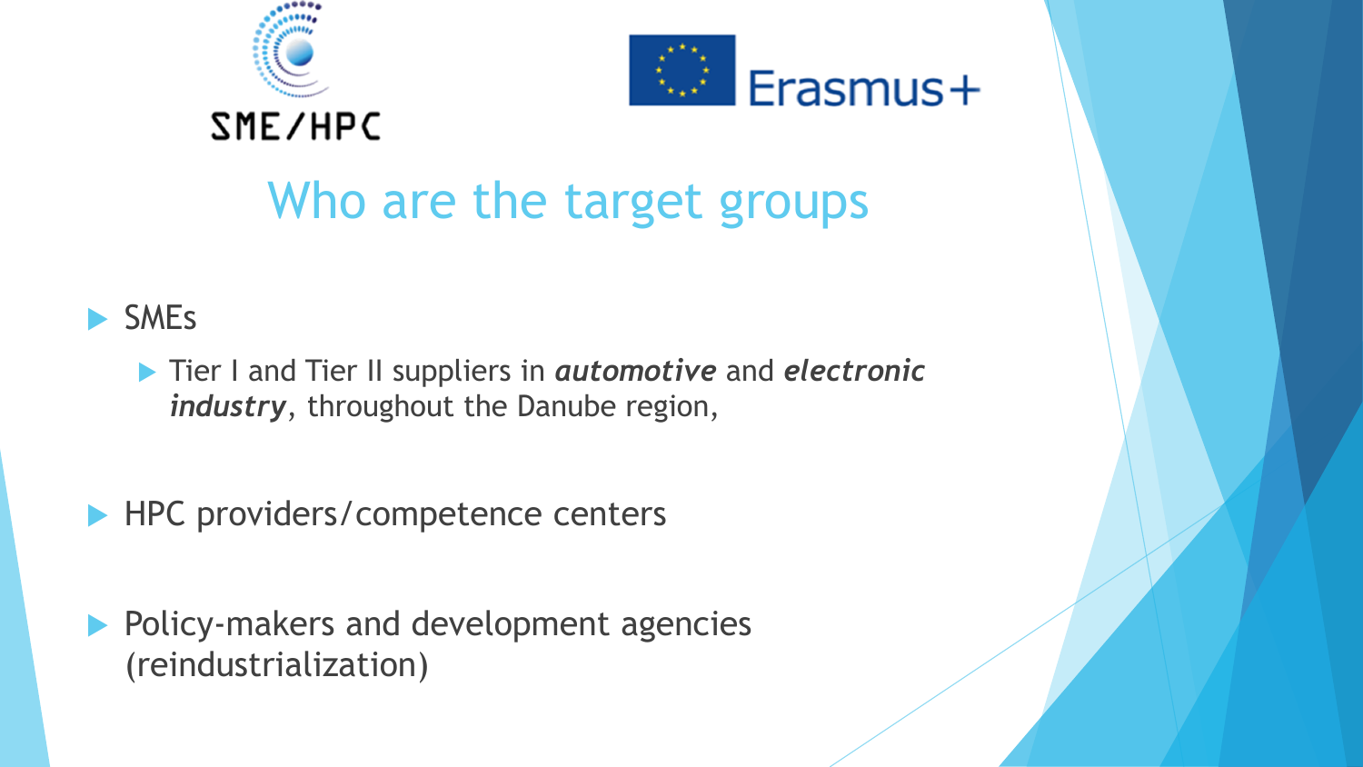SME/HPC

Erasmus+

# Who are the target groups

- SMEs
  - Tier I and Tier II suppliers in ***automotive*** and ***electronic industry***, throughout the Danube region,
- HPC providers/competence centers
- Policy-makers and development agencies (reindustrialization)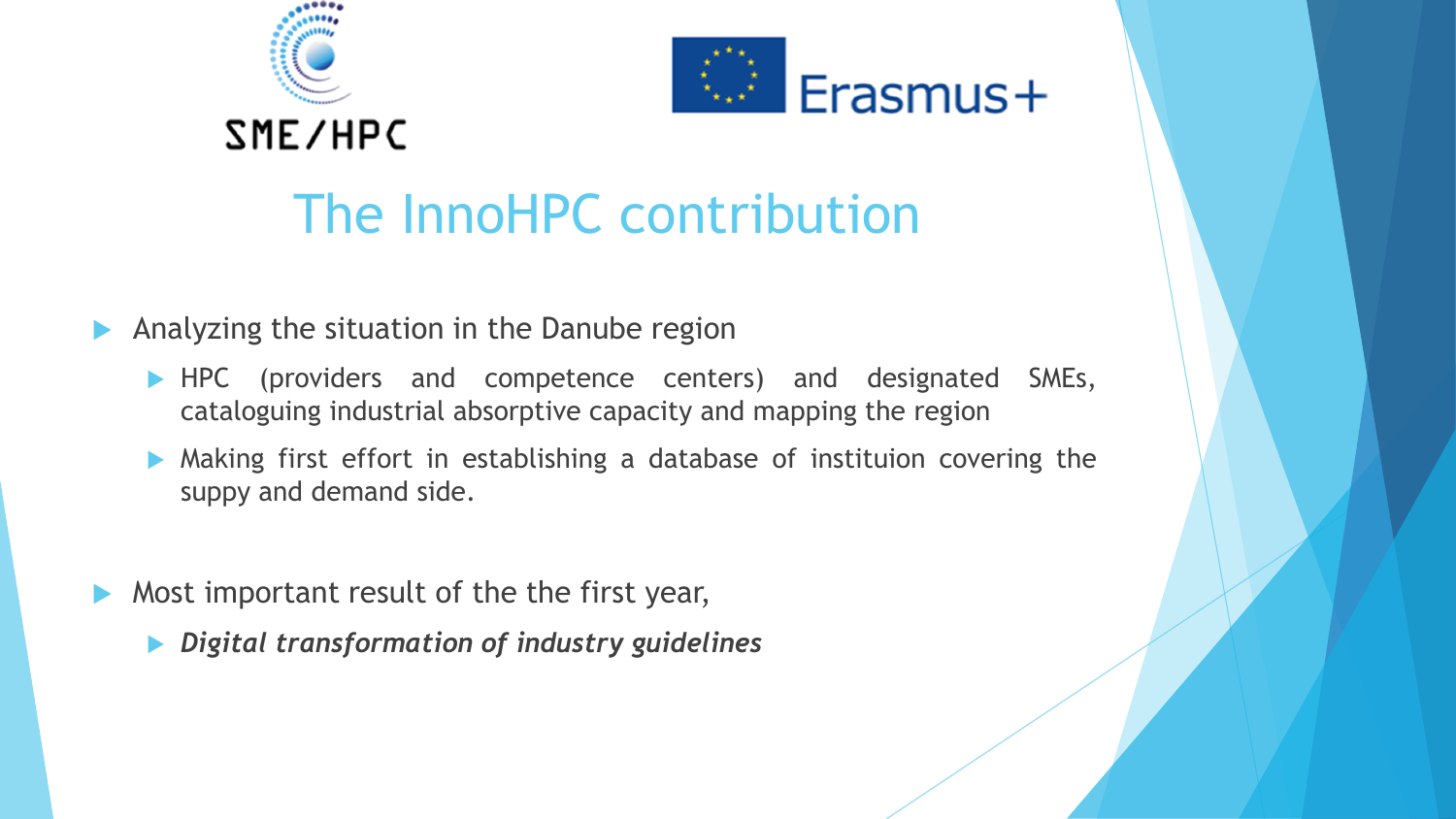# The InnoHPC contribution

- Analyzing the situation in the Danube region
  - HPC (providers and competence centers) and designated SMEs, cataloguing industrial absorptive capacity and mapping the region
  - Making first effort in establishing a database of instituion covering the suppy and demand side.
- Most important result of the the first year,
  - ***Digital transformation of industry guidelines***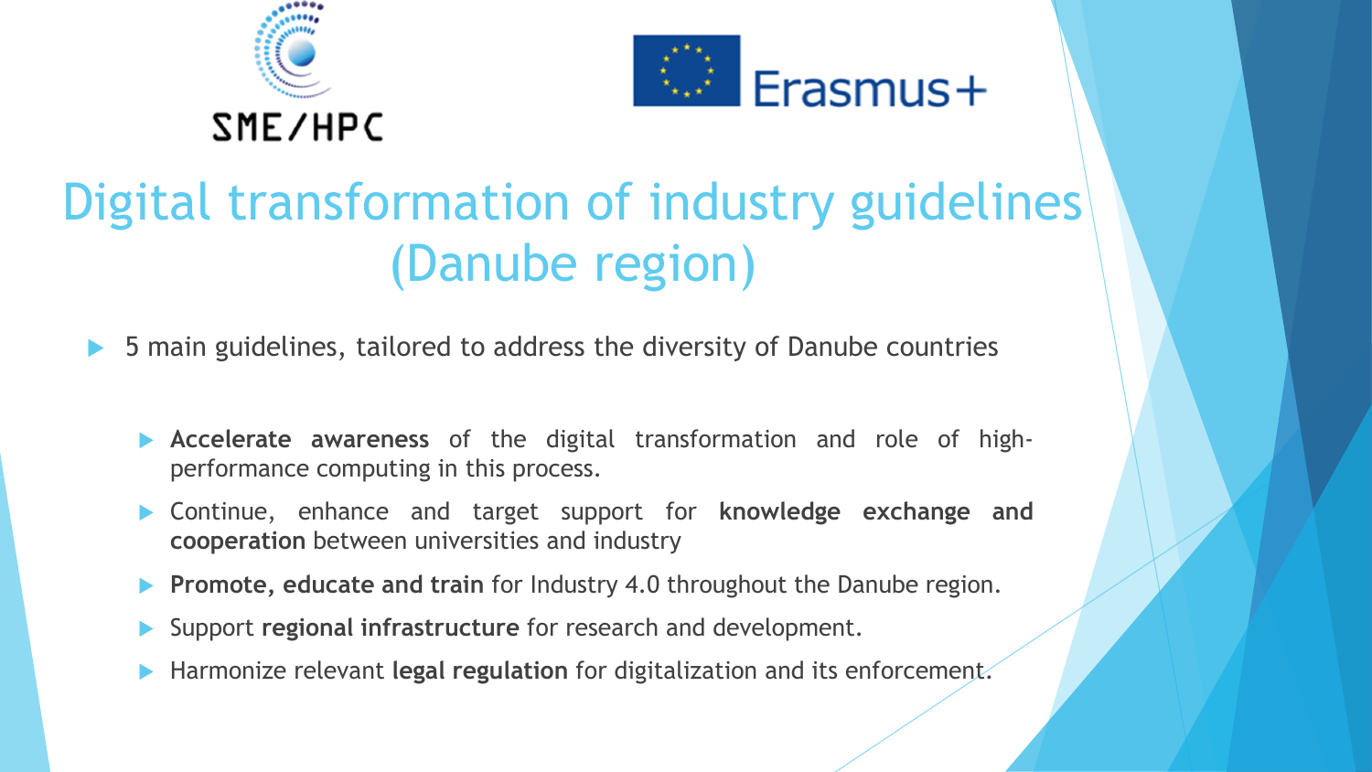SME/HPC

Erasmus+

# Digital transformation of industry guidelines (Danube region)

- 5 main guidelines, tailored to address the diversity of Danube countries
  - **Accelerate awareness** of the digital transformation and role of high-performance computing in this process.
  - Continue, enhance and target support for **knowledge exchange and cooperation** between universities and industry
  - **Promote, educate and train** for Industry 4.0 throughout the Danube region.
  - Support **regional infrastructure** for research and development.
  - Harmonize relevant **legal regulation** for digitalization and its enforcement.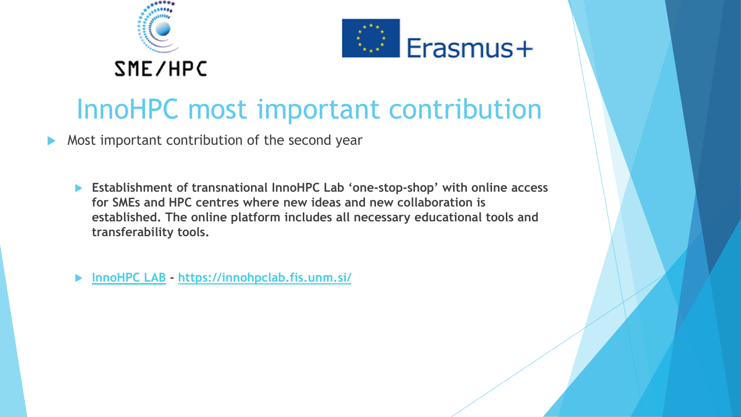# InnoHPC most important contribution

- Most important contribution of the second year
  - **Establishment of transnational InnoHPC Lab 'one-stop-shop' with online access for SMEs and HPC centres where new ideas and new collaboration is established. The online platform includes all necessary educational tools and transferability tools.**
  - [InnoHPC LAB](https://innohpclab.fis.unm.si/) - [https://innohpclab.fis.unm.si/](https://innohpclab.fis.unm.si/)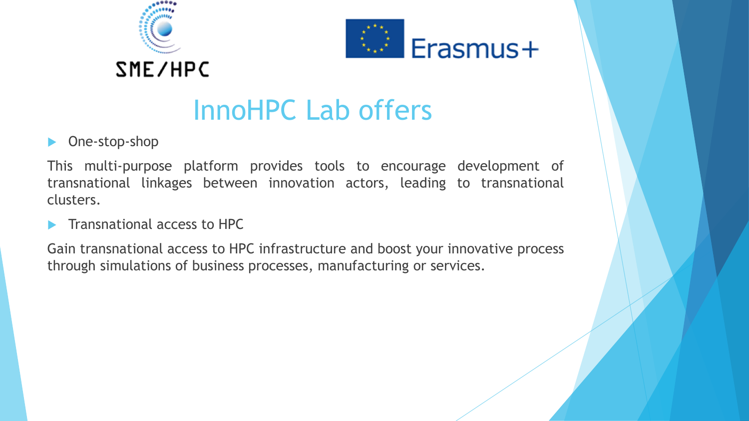SME/HPC

Erasmus+

# InnoHPC Lab offers

- One-stop-shop

This multi-purpose platform provides tools to encourage development of transnational linkages between innovation actors, leading to transnational clusters.

- Transnational access to HPC

Gain transnational access to HPC infrastructure and boost your innovative process through simulations of business processes, manufacturing or services.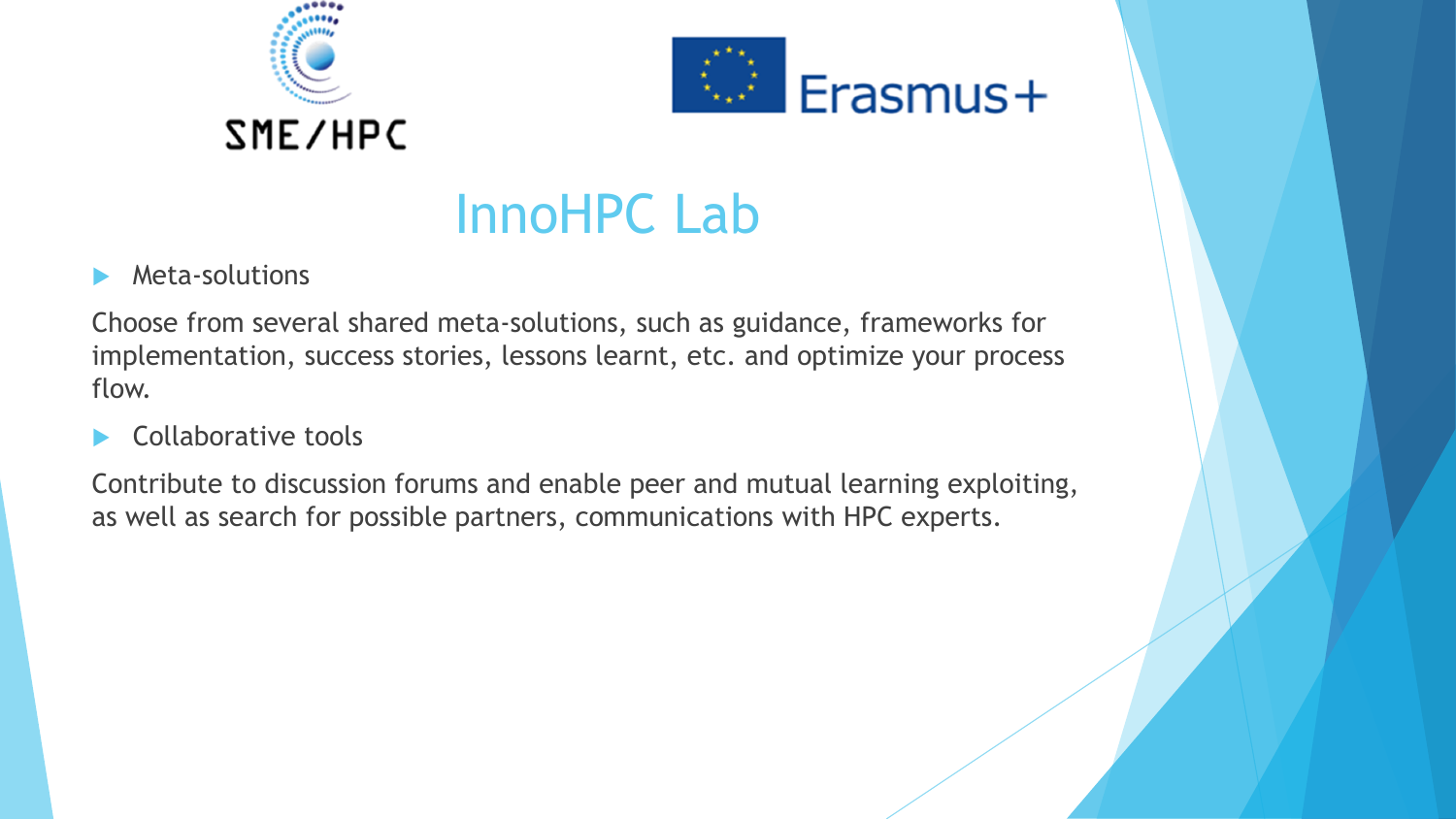# InnoHPC Lab

- Meta-solutions

Choose from several shared meta-solutions, such as guidance, frameworks for implementation, success stories, lessons learnt, etc. and optimize your process flow.

- Collaborative tools

Contribute to discussion forums and enable peer and mutual learning exploiting, as well as search for possible partners, communications with HPC experts.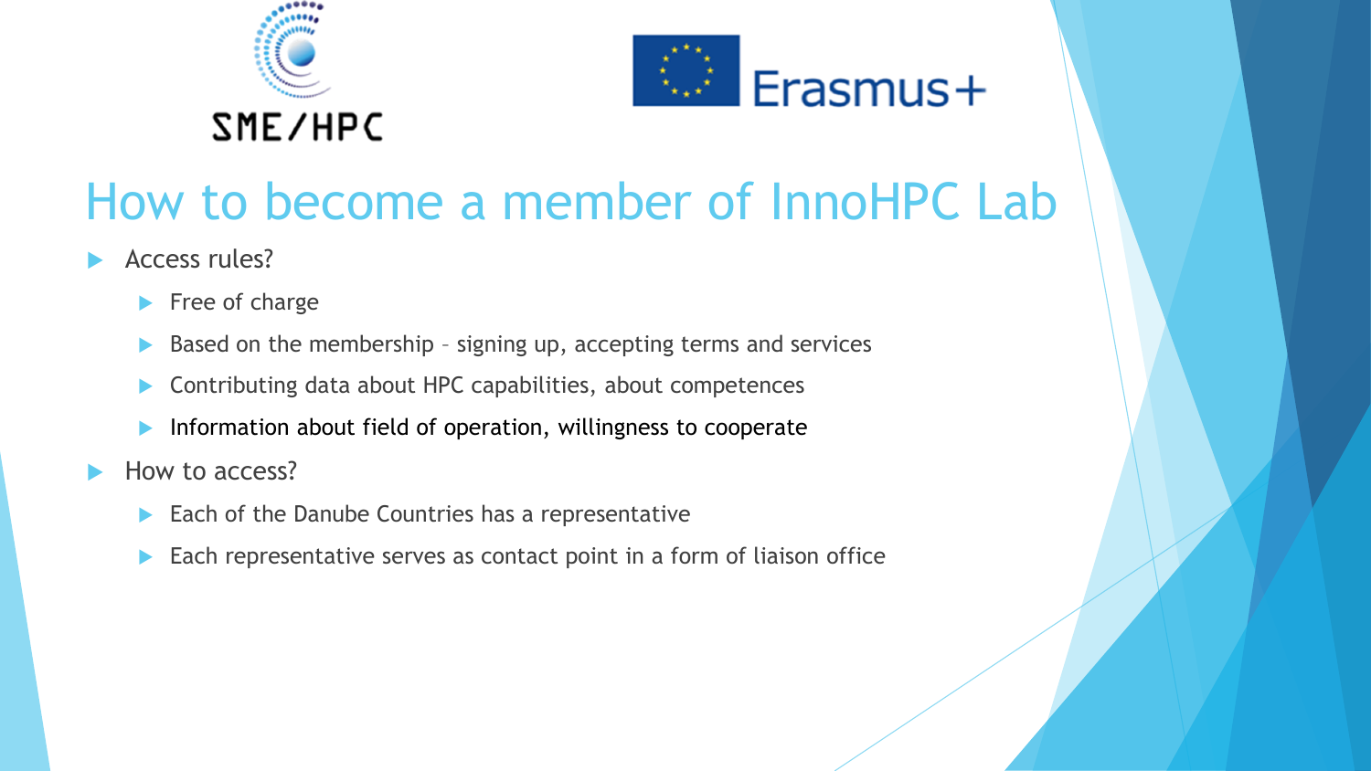# How to become a member of InnoHPC Lab

- Access rules?
  - Free of charge
  - Based on the membership – signing up, accepting terms and services
  - Contributing data about HPC capabilities, about competences
  - Information about field of operation, willingness to cooperate
- How to access?
  - Each of the Danube Countries has a representative
  - Each representative serves as contact point in a form of liaison office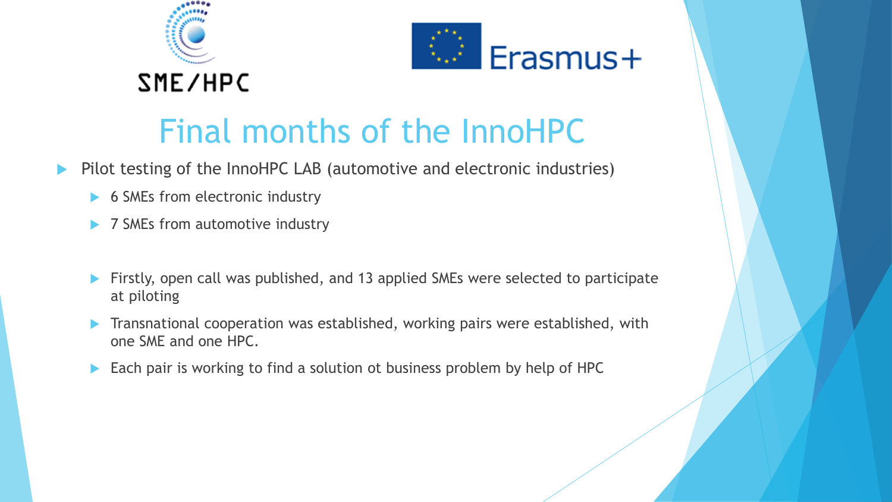SME/HPC

Erasmus+

# Final months of the InnoHPC

- Pilot testing of the InnoHPC LAB (automotive and electronic industries)
  - 6 SMEs from electronic industry
  - 7 SMEs from automotive industry

  - Firstly, open call was published, and 13 applied SMEs were selected to participate at piloting
  - Transnational cooperation was established, working pairs were established, with one SME and one HPC.
  - Each pair is working to find a solution ot business problem by help of HPC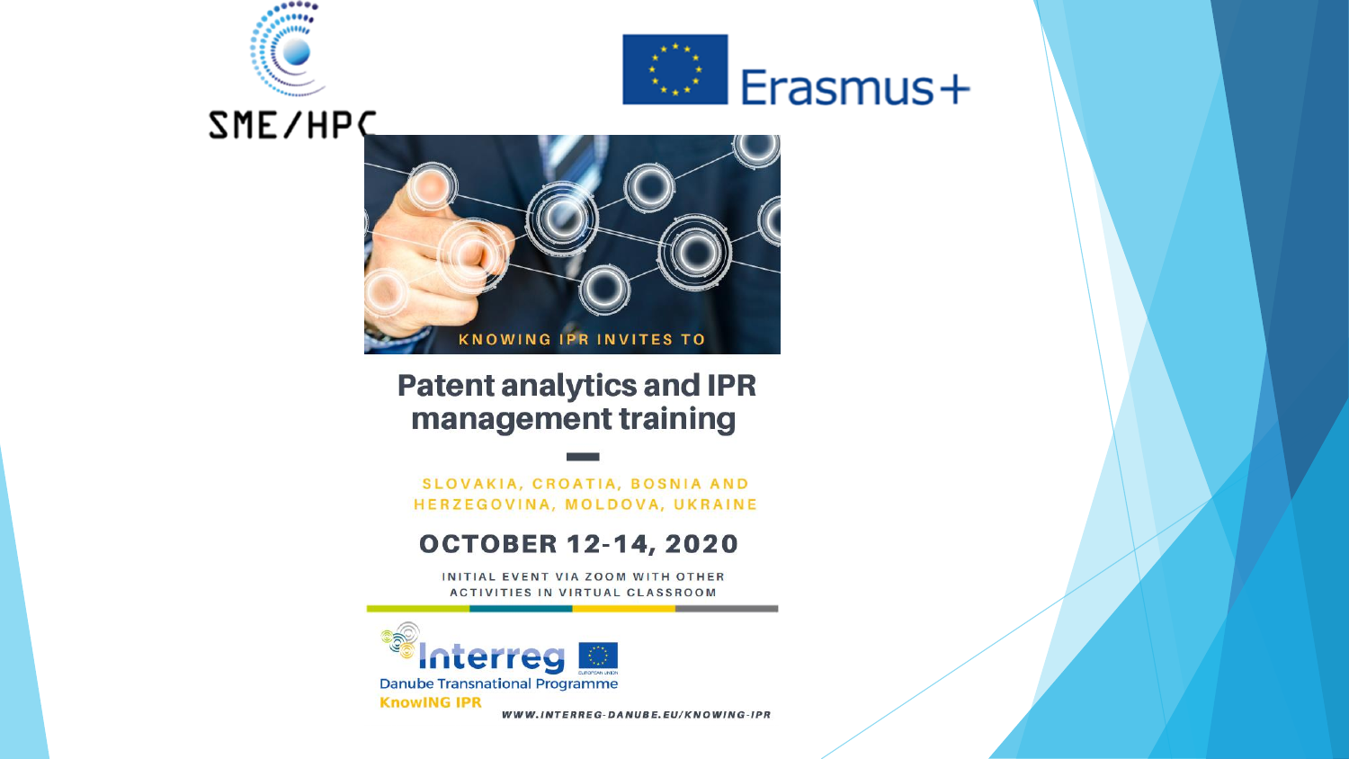SME/HPC

Erasmus+

KNOWING IPR INVITES TO

# Patent analytics and IPR management training

SLOVAKIA, CROATIA, BOSNIA AND HERZEGOVINA, MOLDOVA, UKRAINE

## OCTOBER 12-14, 2020

INITIAL EVENT VIA ZOOM WITH OTHER ACTIVITIES IN VIRTUAL CLASSROOM

Interreg

Danube Transnational Programme

KnowING IPR

WWW.INTERREG-DANUBE.EU/KNOWING-IPR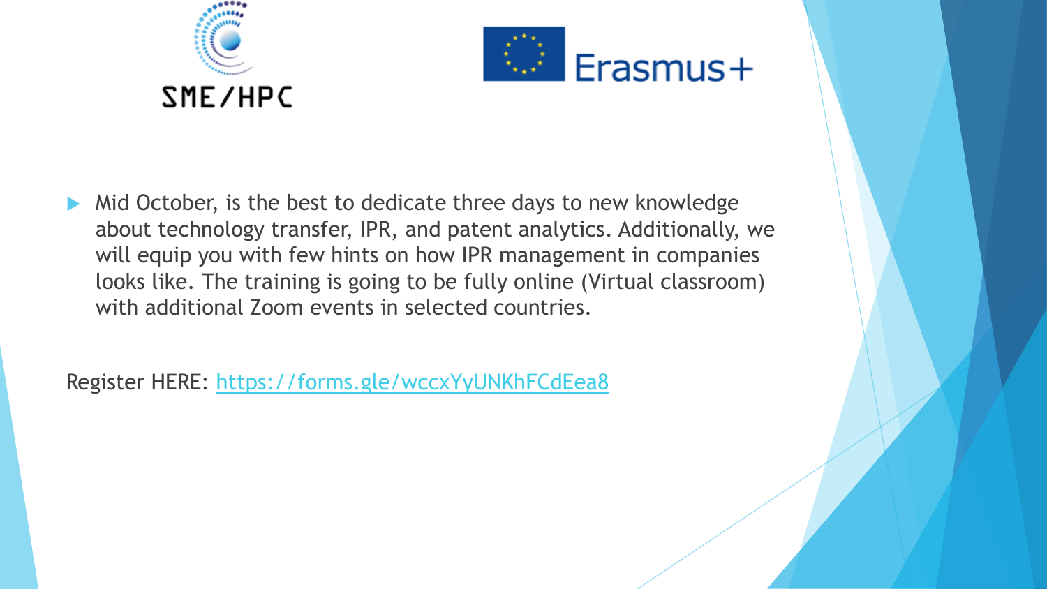SME/HPC

Erasmus+

- Mid October, is the best to dedicate three days to new knowledge about technology transfer, IPR, and patent analytics. Additionally, we will equip you with few hints on how IPR management in companies looks like. The training is going to be fully online (Virtual classroom) with additional Zoom events in selected countries.

Register HERE: https://forms.gle/wccxYyUNKhFCdEea8